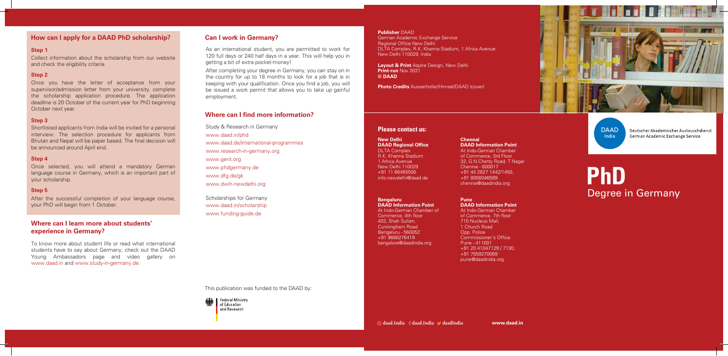## How can I apply for a DAAD PhD scholarship?

### Step 1

Collect information about the scholarship from our website and check the eligibility criteria.

### Step 2

Once you have the letter of acceptance from your supervisor/admission letter from your university, complete the scholarship application procedure. The application deadline is 20 October of the current year for PhD beginning October next year.

### Step 3

Shortlisted applicants from India will be invited for a personal interview. The selection procedure for applicants from Bhutan and Nepal will be paper based. The final decision will be announced around April end.

### Step 4

Once selected, you will attend a mandatory German language course in Germany, which is an important part of your scholarship.

### Step 5

After the successful completion of your language course, your PhD will begin from 1 October.

## Where can I learn more about students' experience in Germany?

To know more about student life or read what international students have to say about Germany, check out the DAAD Young Ambassadors page and video gallery on www.daad.in and www.study-in-germany.de.

## Can I work in Germany?

As an international student, you are permitted to work for 120 full days or 240 half days in a year. This will help you in getting a bit of extra pocket-money!

After completing your degree in Germany, you can stay on in the country for up to 18 months to look for a job that is in keeping with your qualification. Once you find a job, you will be issued a work permit that allows you to take up gainful employment.

## Where can I find more information?

Study & Research in Germany
www.daad.in/phd
www.daad.de/international-programmes
www.research-in-germany.org
www.gerit.org
www.phdgermany.de
www.dfg.de/gk
www.dwih-newdelhi.org

Scholarships for Germany
www.daad.in/scholarship
www.funding-guide.de

This publication was funded to the DAAD by:

Federal Ministry of Education and Research

**Publisher** DAAD
German Academic Exchange Service
Regional Office New Delhi
DLTA Complex, R.K. Khanna Stadium, 1 Africa Avenue
New Delhi 110029, India

**Layout & Print** Aspire Design, New Delhi
**Print-run** Nov 2021
**© DAAD**

**Photo Credits** Ausserhofer/Himsel/DAAD (cover)

## Please contact us:

**New Delhi**
**DAAD Regional Office**
DLTA Complex
R.K. Khanna Stadium
1 Africa Avenue
New Delhi 110029
+91 11 66465500
info.newdelhi@daad.de

**Chennai**
**DAAD Information Point**
At Indo-German Chamber of Commerce, 3rd Floor
32, G.N.Chetty Road, T Nagar
Chennai - 600017
+91 44 2827 1442/1450,
+91 8056046589
chennai@daadindia.org

**Bengaluru**
**DAAD Information Point**
At Indo-German Chamber of Commerce, 4th floor
403, Shah Sultan,
Cunningham Road
Bengaluru - 560052
+91 9686276419
bangalore@daadindia.org

**Pune**
**DAAD Information Point**
At Indo-German Chamber of Commerce, 7th floor
710 Nucleus Mall,
1 Church Road
Opp. Police Commissioner's Office
Pune - 411001
+91 20 41047129 / 7130,
+91 7559270069
pune@daadindia.org

daad.India daad.India daadIndia www.daad.in

DAAD India

Deutscher Akademischer Austauschdienst
German Academic Exchange Service

# PhD
Degree in Germany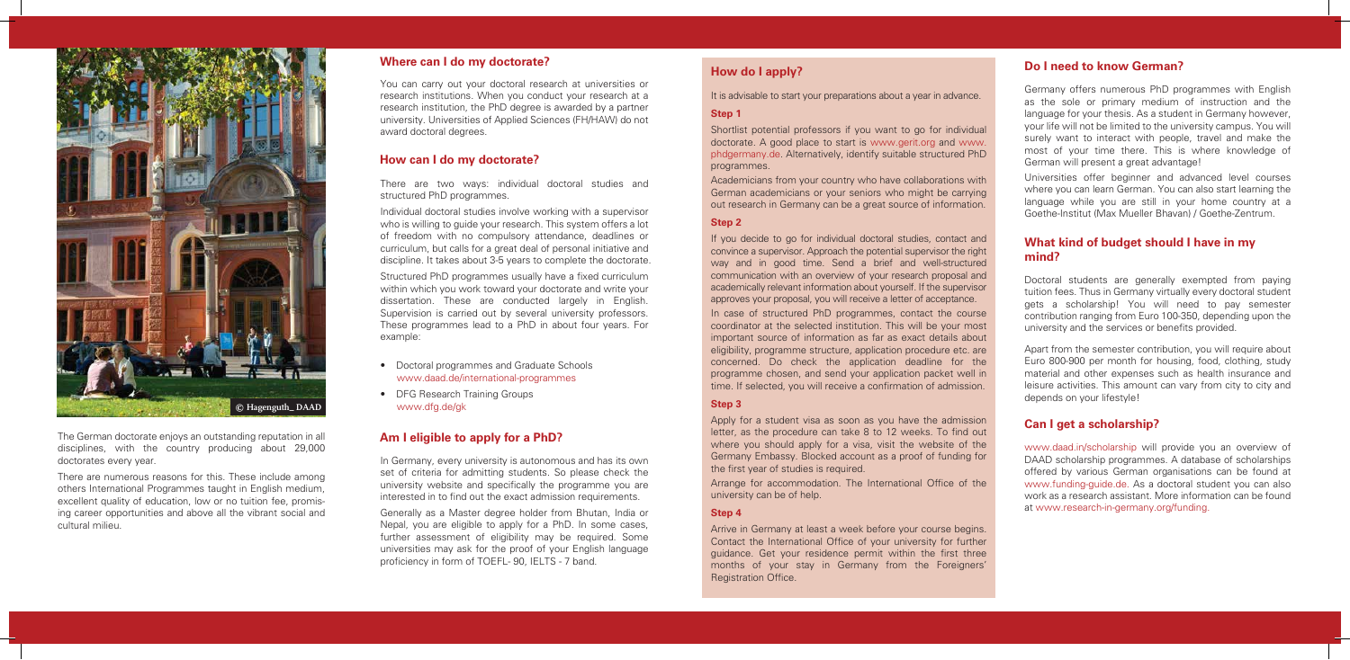The German doctorate enjoys an outstanding reputation in all disciplines, with the country producing about 29,000 doctorates every year.

There are numerous reasons for this. These include among others International Programmes taught in English medium, excellent quality of education, low or no tuition fee, promising career opportunities and above all the vibrant social and cultural milieu.

## Where can I do my doctorate?

You can carry out your doctoral research at universities or research institutions. When you conduct your research at a research institution, the PhD degree is awarded by a partner university. Universities of Applied Sciences (FH/HAW) do not award doctoral degrees.

## How can I do my doctorate?

There are two ways: individual doctoral studies and structured PhD programmes.

Individual doctoral studies involve working with a supervisor who is willing to guide your research. This system offers a lot of freedom with no compulsory attendance, deadlines or curriculum, but calls for a great deal of personal initiative and discipline. It takes about 3-5 years to complete the doctorate.

Structured PhD programmes usually have a fixed curriculum within which you work toward your doctorate and write your dissertation. These are conducted largely in English. Supervision is carried out by several university professors. These programmes lead to a PhD in about four years. For example:

- Doctoral programmes and Graduate Schools
  www.daad.de/international-programmes
- DFG Research Training Groups
  www.dfg.de/gk

## Am I eligible to apply for a PhD?

In Germany, every university is autonomous and has its own set of criteria for admitting students. So please check the university website and specifically the programme you are interested in to find out the exact admission requirements.

Generally as a Master degree holder from Bhutan, India or Nepal, you are eligible to apply for a PhD. In some cases, further assessment of eligibility may be required. Some universities may ask for the proof of your English language proficiency in form of TOEFL- 90, IELTS - 7 band.

## How do I apply?

It is advisable to start your preparations about a year in advance.

### Step 1

Shortlist potential professors if you want to go for individual doctorate. A good place to start is www.gerit.org and www.phdgermany.de. Alternatively, identify suitable structured PhD programmes.

Academicians from your country who have collaborations with German academicians or your seniors who might be carrying out research in Germany can be a great source of information.

### Step 2

If you decide to go for individual doctoral studies, contact and convince a supervisor. Approach the potential supervisor the right way and in good time. Send a brief and well-structured communication with an overview of your research proposal and academically relevant information about yourself. If the supervisor approves your proposal, you will receive a letter of acceptance.

In case of structured PhD programmes, contact the course coordinator at the selected institution. This will be your most important source of information as far as exact details about eligibility, programme structure, application procedure etc. are concerned. Do check the application deadline for the programme chosen, and send your application packet well in time. If selected, you will receive a confirmation of admission.

### Step 3

Apply for a student visa as soon as you have the admission letter, as the procedure can take 8 to 12 weeks. To find out where you should apply for a visa, visit the website of the Germany Embassy. Blocked account as a proof of funding for the first year of studies is required.

Arrange for accommodation. The International Office of the university can be of help.

### Step 4

Arrive in Germany at least a week before your course begins. Contact the International Office of your university for further guidance. Get your residence permit within the first three months of your stay in Germany from the Foreigners' Registration Office.

## Do I need to know German?

Germany offers numerous PhD programmes with English as the sole or primary medium of instruction and the language for your thesis. As a student in Germany however, your life will not be limited to the university campus. You will surely want to interact with people, travel and make the most of your time there. This is where knowledge of German will present a great advantage!

Universities offer beginner and advanced level courses where you can learn German. You can also start learning the language while you are still in your home country at a Goethe-Institut (Max Mueller Bhavan) / Goethe-Zentrum.

## What kind of budget should I have in my mind?

Doctoral students are generally exempted from paying tuition fees. Thus in Germany virtually every doctoral student gets a scholarship! You will need to pay semester contribution ranging from Euro 100-350, depending upon the university and the services or benefits provided.

Apart from the semester contribution, you will require about Euro 800-900 per month for housing, food, clothing, study material and other expenses such as health insurance and leisure activities. This amount can vary from city to city and depends on your lifestyle!

## Can I get a scholarship?

www.daad.in/scholarship will provide you an overview of DAAD scholarship programmes. A database of scholarships offered by various German organisations can be found at www.funding-guide.de. As a doctoral student you can also work as a research assistant. More information can be found at www.research-in-germany.org/funding.